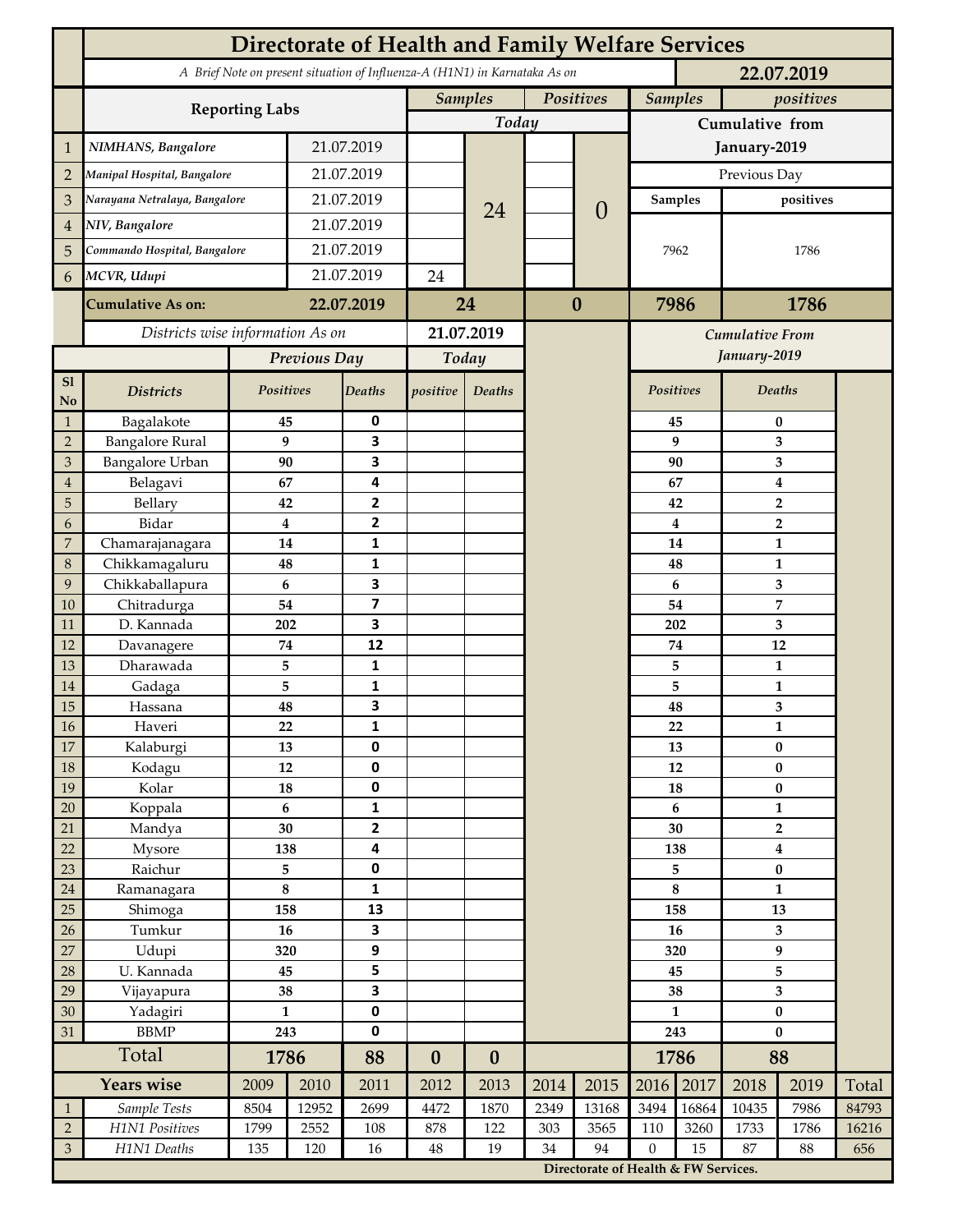# Directorate of Health and Family Welfare Services

*A Brief Note on present situation of Influenza-A (H1N1) in Karnataka As on* **22.07.2019**

| | Reporting Labs | | Samples (Today) | | Positives (Today) | | Samples (Cumulative from January-2019, Previous Day) | positives (Cumulative from January-2019, Previous Day) |
|---|---|---|---|---|---|---|---|---|
| 1 | NIMHANS, Bangalore | 21.07.2019 | | 24 | | 0 | 7962 | 1786 |
| 2 | Manipal Hospital, Bangalore | 21.07.2019 | | | | | | |
| 3 | Narayana Netralaya, Bangalore | 21.07.2019 | | | | | | |
| 4 | NIV, Bangalore | 21.07.2019 | | | | | | |
| 5 | Commando Hospital, Bangalore | 21.07.2019 | | | | | | |
| 6 | MCVR, Udupi | 21.07.2019 | 24 | | | | | |
| | **Cumulative As on:** | **22.07.2019** | **24** | | **0** | | **7986** | **1786** |

*Districts wise information As on* **21.07.2019**

| Sl No | Districts | Previous Day Positives | Previous Day Deaths | Today positive | Today Deaths | Cumulative From January-2019 Positives | Cumulative From January-2019 Deaths |
|---|---|---|---|---|---|---|---|
| 1 | Bagalakote | 45 | 0 | | | 45 | 0 |
| 2 | Bangalore Rural | 9 | 3 | | | 9 | 3 |
| 3 | Bangalore Urban | 90 | 3 | | | 90 | 3 |
| 4 | Belagavi | 67 | 4 | | | 67 | 4 |
| 5 | Bellary | 42 | 2 | | | 42 | 2 |
| 6 | Bidar | 4 | 2 | | | 4 | 2 |
| 7 | Chamarajanagara | 14 | 1 | | | 14 | 1 |
| 8 | Chikkamagaluru | 48 | 1 | | | 48 | 1 |
| 9 | Chikkaballapura | 6 | 3 | | | 6 | 3 |
| 10 | Chitradurga | 54 | 7 | | | 54 | 7 |
| 11 | D. Kannada | 202 | 3 | | | 202 | 3 |
| 12 | Davanagere | 74 | 12 | | | 74 | 12 |
| 13 | Dharawada | 5 | 1 | | | 5 | 1 |
| 14 | Gadaga | 5 | 1 | | | 5 | 1 |
| 15 | Hassana | 48 | 3 | | | 48 | 3 |
| 16 | Haveri | 22 | 1 | | | 22 | 1 |
| 17 | Kalaburgi | 13 | 0 | | | 13 | 0 |
| 18 | Kodagu | 12 | 0 | | | 12 | 0 |
| 19 | Kolar | 18 | 0 | | | 18 | 0 |
| 20 | Koppala | 6 | 1 | | | 6 | 1 |
| 21 | Mandya | 30 | 2 | | | 30 | 2 |
| 22 | Mysore | 138 | 4 | | | 138 | 4 |
| 23 | Raichur | 5 | 0 | | | 5 | 0 |
| 24 | Ramanagara | 8 | 1 | | | 8 | 1 |
| 25 | Shimoga | 158 | 13 | | | 158 | 13 |
| 26 | Tumkur | 16 | 3 | | | 16 | 3 |
| 27 | Udupi | 320 | 9 | | | 320 | 9 |
| 28 | U. Kannada | 45 | 5 | | | 45 | 5 |
| 29 | Vijayapura | 38 | 3 | | | 38 | 3 |
| 30 | Yadagiri | 1 | 0 | | | 1 | 0 |
| 31 | BBMP | 243 | 0 | | | 243 | 0 |
| | **Total** | **1786** | **88** | **0** | **0** | **1786** | **88** |

| | Years wise | 2009 | 2010 | 2011 | 2012 | 2013 | 2014 | 2015 | 2016 | 2017 | 2018 | 2019 | Total |
|---|---|---|---|---|---|---|---|---|---|---|---|---|---|
| 1 | Sample Tests | 8504 | 12952 | 2699 | 4472 | 1870 | 2349 | 13168 | 3494 | 16864 | 10435 | 7986 | 84793 |
| 2 | H1N1 Positives | 1799 | 2552 | 108 | 878 | 122 | 303 | 3565 | 110 | 3260 | 1733 | 1786 | 16216 |
| 3 | H1N1 Deaths | 135 | 120 | 16 | 48 | 19 | 34 | 94 | 0 | 15 | 87 | 88 | 656 |

**Directorate of Health & FW Services.**